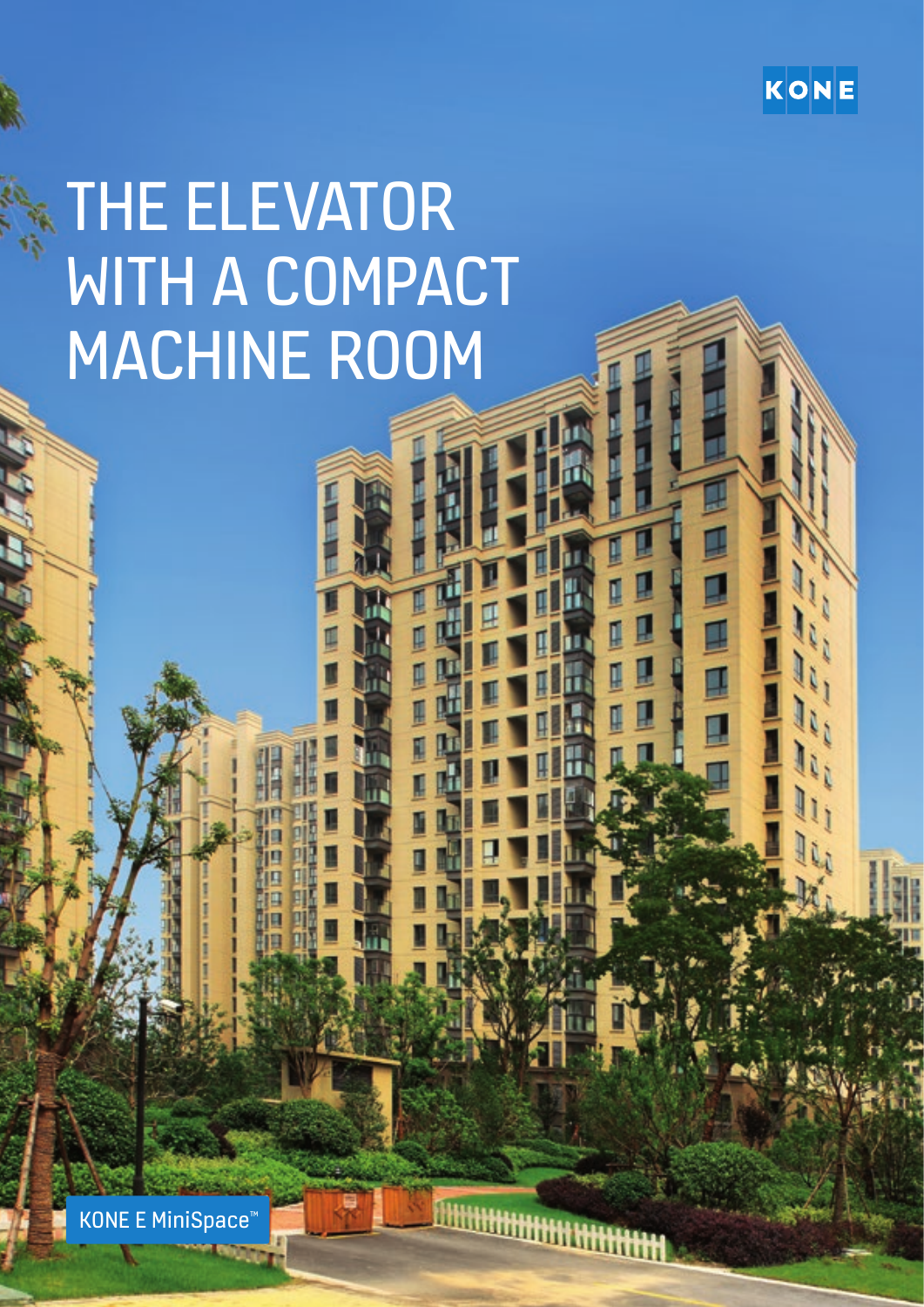KONE

# THE ELEVATOR WITH A COMPACT MACHINE ROOM

KONE E MiniSpace™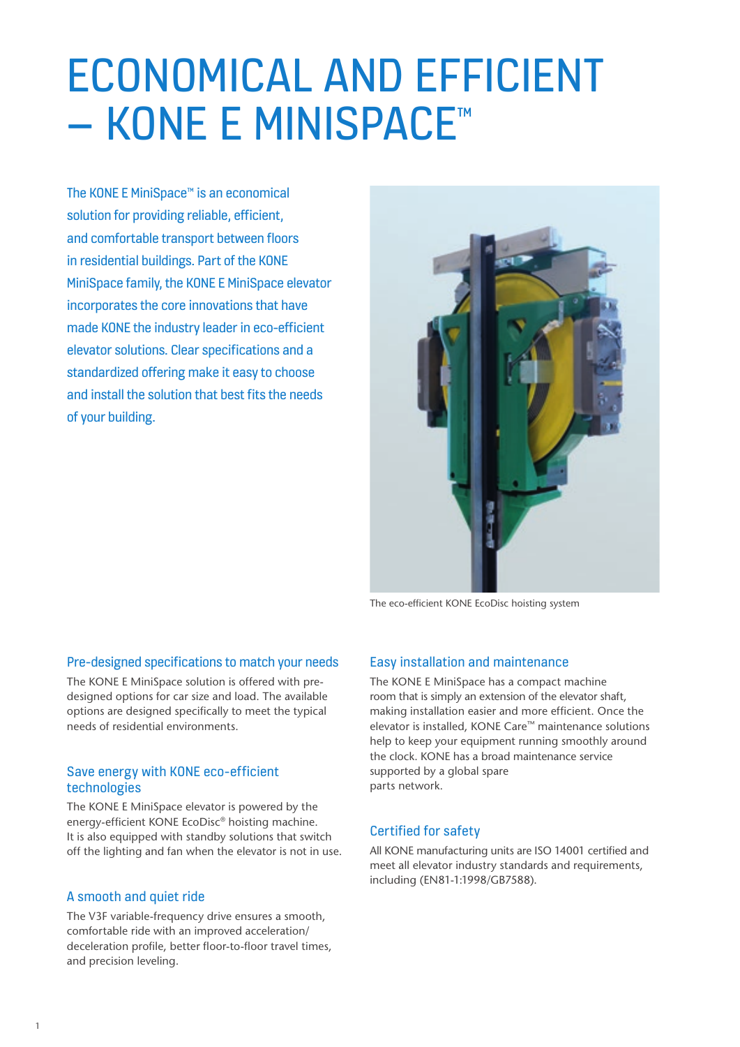# ECONOMICAL AND EFFICIENT – KONE E MINISPACE™

The KONE E MiniSpace™ is an economical solution for providing reliable, efficient, and comfortable transport between floors in residential buildings. Part of the KONE MiniSpace family, the KONE E MiniSpace elevator incorporates the core innovations that have made KONE the industry leader in eco-efficient elevator solutions. Clear specifications and a standardized offering make it easy to choose and install the solution that best fits the needs of your building.

The eco-efficient KONE EcoDisc hoisting system

## Pre-designed specifications to match your needs

The KONE E MiniSpace solution is offered with pre-designed options for car size and load. The available options are designed specifically to meet the typical needs of residential environments.

## Save energy with KONE eco-efficient technologies

The KONE E MiniSpace elevator is powered by the energy-efficient KONE EcoDisc® hoisting machine. It is also equipped with standby solutions that switch off the lighting and fan when the elevator is not in use.

## A smooth and quiet ride

The V3F variable-frequency drive ensures a smooth, comfortable ride with an improved acceleration/deceleration profile, better floor-to-floor travel times, and precision leveling.

## Easy installation and maintenance

The KONE E MiniSpace has a compact machine room that is simply an extension of the elevator shaft, making installation easier and more efficient. Once the elevator is installed, KONE Care™ maintenance solutions help to keep your equipment running smoothly around the clock. KONE has a broad maintenance service supported by a global spare parts network.

## Certified for safety

All KONE manufacturing units are ISO 14001 certified and meet all elevator industry standards and requirements, including (EN81-1:1998/GB7588).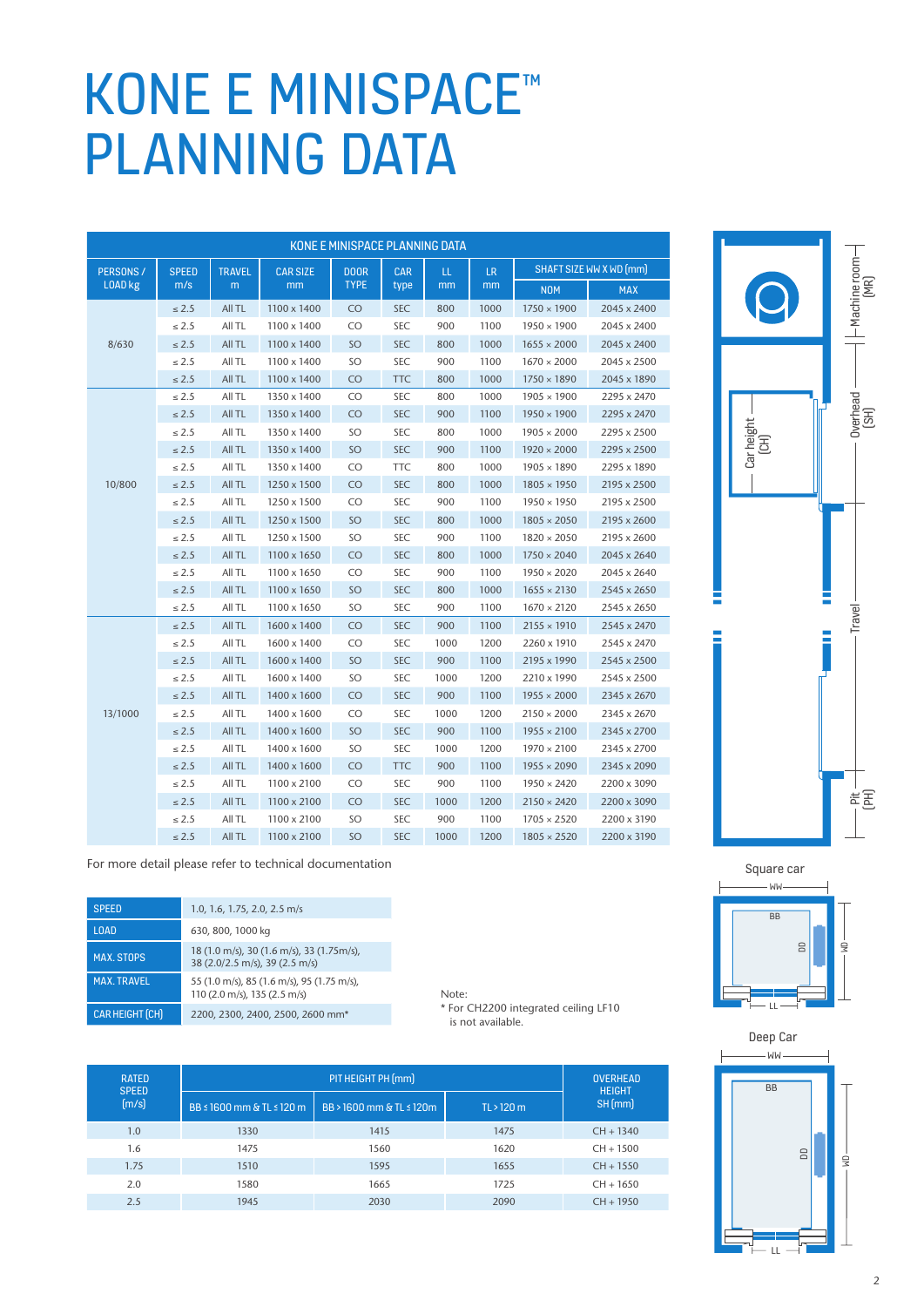# KONE E MINISPACE™ PLANNING DATA

| KONE E MINISPACE PLANNING DATA | | | | | | | | | |
|---|---|---|---|---|---|---|---|---|---|
| PERSONS / LOAD kg | SPEED m/s | TRAVEL m | CAR SIZE mm | DOOR TYPE | CAR type | LL mm | LR mm | SHAFT SIZE WW X WD (mm) | |
| | | | | | | | | NOM | MAX |
| 8/630 | ≤ 2.5 | All TL | 1100 x 1400 | CO | SEC | 800 | 1000 | 1750 × 1900 | 2045 x 2400 |
| | ≤ 2.5 | All TL | 1100 x 1400 | CO | SEC | 900 | 1100 | 1950 × 1900 | 2045 x 2400 |
| | ≤ 2.5 | All TL | 1100 x 1400 | SO | SEC | 800 | 1000 | 1655 × 2000 | 2045 x 2400 |
| | ≤ 2.5 | All TL | 1100 x 1400 | SO | SEC | 900 | 1100 | 1670 × 2000 | 2045 x 2500 |
| | ≤ 2.5 | All TL | 1100 x 1400 | CO | TTC | 800 | 1000 | 1750 × 1890 | 2045 x 1890 |
| 10/800 | ≤ 2.5 | All TL | 1350 x 1400 | CO | SEC | 800 | 1000 | 1905 × 1900 | 2295 x 2470 |
| | ≤ 2.5 | All TL | 1350 x 1400 | CO | SEC | 900 | 1100 | 1950 × 1900 | 2295 x 2470 |
| | ≤ 2.5 | All TL | 1350 x 1400 | SO | SEC | 800 | 1000 | 1905 × 2000 | 2295 x 2500 |
| | ≤ 2.5 | All TL | 1350 x 1400 | SO | SEC | 900 | 1100 | 1920 × 2000 | 2295 x 2500 |
| | ≤ 2.5 | All TL | 1350 x 1400 | CO | TTC | 800 | 1000 | 1905 × 1890 | 2295 x 1890 |
| | ≤ 2.5 | All TL | 1250 x 1500 | CO | SEC | 800 | 1000 | 1805 × 1950 | 2195 x 2500 |
| | ≤ 2.5 | All TL | 1250 x 1500 | CO | SEC | 900 | 1100 | 1950 × 1950 | 2195 x 2500 |
| | ≤ 2.5 | All TL | 1250 x 1500 | SO | SEC | 800 | 1000 | 1805 × 2050 | 2195 x 2600 |
| | ≤ 2.5 | All TL | 1250 x 1500 | SO | SEC | 900 | 1100 | 1820 × 2050 | 2195 x 2600 |
| | ≤ 2.5 | All TL | 1100 x 1650 | CO | SEC | 800 | 1000 | 1750 × 2040 | 2045 x 2640 |
| | ≤ 2.5 | All TL | 1100 x 1650 | CO | SEC | 900 | 1100 | 1950 × 2020 | 2045 x 2640 |
| | ≤ 2.5 | All TL | 1100 x 1650 | SO | SEC | 800 | 1000 | 1655 × 2130 | 2545 x 2650 |
| | ≤ 2.5 | All TL | 1100 x 1650 | SO | SEC | 900 | 1100 | 1670 × 2120 | 2545 x 2650 |
| 13/1000 | ≤ 2.5 | All TL | 1600 x 1400 | CO | SEC | 900 | 1100 | 2155 × 1910 | 2545 x 2470 |
| | ≤ 2.5 | All TL | 1600 x 1400 | CO | SEC | 1000 | 1200 | 2260 × 1910 | 2545 x 2470 |
| | ≤ 2.5 | All TL | 1600 x 1400 | SO | SEC | 900 | 1100 | 2195 × 1990 | 2545 x 2500 |
| | ≤ 2.5 | All TL | 1600 x 1400 | SO | SEC | 1000 | 1200 | 2210 × 1990 | 2545 x 2500 |
| | ≤ 2.5 | All TL | 1400 x 1600 | CO | SEC | 900 | 1100 | 1955 × 2000 | 2345 x 2670 |
| | ≤ 2.5 | All TL | 1400 x 1600 | CO | SEC | 1000 | 1200 | 2150 × 2000 | 2345 x 2670 |
| | ≤ 2.5 | All TL | 1400 x 1600 | SO | SEC | 900 | 1100 | 1955 × 2100 | 2345 x 2700 |
| | ≤ 2.5 | All TL | 1400 x 1600 | SO | SEC | 1000 | 1200 | 1970 × 2100 | 2345 x 2700 |
| | ≤ 2.5 | All TL | 1400 x 1600 | CO | TTC | 900 | 1100 | 1955 × 2090 | 2345 x 2090 |
| | ≤ 2.5 | All TL | 1100 x 2100 | CO | SEC | 900 | 1100 | 1950 × 2420 | 2200 x 3090 |
| | ≤ 2.5 | All TL | 1100 x 2100 | CO | SEC | 1000 | 1200 | 2150 × 2420 | 2200 x 3090 |
| | ≤ 2.5 | All TL | 1100 x 2100 | SO | SEC | 900 | 1100 | 1705 × 2520 | 2200 x 3190 |
| | ≤ 2.5 | All TL | 1100 x 2100 | SO | SEC | 1000 | 1200 | 1805 × 2520 | 2200 x 3190 |

For more detail please refer to technical documentation

Machine room [MR]
Overhead [SH]
Car height [CH]
Travel
Pit [PH]

Square car
WW
BB
DD
WD
LL

Deep Car
WW
BB
DD
WD
LL

| | |
|---|---|
| SPEED | 1.0, 1.6, 1.75, 2.0, 2.5 m/s |
| LOAD | 630, 800, 1000 kg |
| MAX. STOPS | 18 (1.0 m/s), 30 (1.6 m/s), 33 (1.75m/s), 38 (2.0/2.5 m/s), 39 (2.5 m/s) |
| MAX. TRAVEL | 55 (1.0 m/s), 85 (1.6 m/s), 95 (1.75 m/s), 110 (2.0 m/s), 135 (2.5 m/s) |
| CAR HEIGHT (CH) | 2200, 2300, 2400, 2500, 2600 mm* |

Note:
* For CH2200 integrated ceiling LF10 is not available.

| RATED SPEED (m/s) | PIT HEIGHT PH (mm) | | | OVERHEAD HEIGHT SH (mm) |
|---|---|---|---|---|
| | BB ≤ 1600 mm & TL ≤ 120 m | BB > 1600 mm & TL ≤ 120m | TL > 120 m | |
| 1.0 | 1330 | 1415 | 1475 | CH + 1340 |
| 1.6 | 1475 | 1560 | 1620 | CH + 1500 |
| 1.75 | 1510 | 1595 | 1655 | CH + 1550 |
| 2.0 | 1580 | 1665 | 1725 | CH + 1650 |
| 2.5 | 1945 | 2030 | 2090 | CH + 1950 |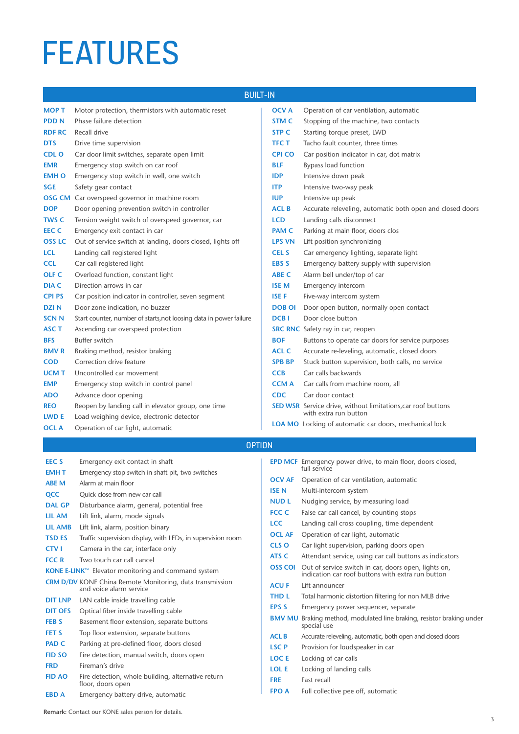# FEATURES

## BUILT-IN

| Code | Description |
|---|---|
| MOP T | Motor protection, thermistors with automatic reset |
| PDD N | Phase failure detection |
| RDF RC | Recall drive |
| DTS | Drive time supervision |
| CDL O | Car door limit switches, separate open limit |
| EMR | Emergency stop switch on car roof |
| EMH O | Emergency stop switch in well, one switch |
| SGE | Safety gear contact |
| OSG CM | Car overspeed governor in machine room |
| DOP | Door opening prevention switch in controller |
| TWS C | Tension weight switch of overspeed governor, car |
| EEC C | Emergency exit contact in car |
| OSS LC | Out of service switch at landing, doors closed, lights off |
| LCL | Landing call registered light |
| CCL | Car call registered light |
| OLF C | Overload function, constant light |
| DIA C | Direction arrows in car |
| CPI PS | Car position indicator in controller, seven segment |
| DZI N | Door zone indication, no buzzer |
| SCN N | Start counter, number of starts,not loosing data in power failure |
| ASC T | Ascending car overspeed protection |
| BFS | Buffer switch |
| BMV R | Braking method, resistor braking |
| COD | Correction drive feature |
| UCM T | Uncontrolled car movement |
| EMP | Emergency stop switch in control panel |
| ADO | Advance door opening |
| REO | Reopen by landing call in elevator group, one time |
| LWD E | Load weighing device, electronic detector |
| OCL A | Operation of car light, automatic |
| OCV A | Operation of car ventilation, automatic |
| STM C | Stopping of the machine, two contacts |
| STP C | Starting torque preset, LWD |
| TFC T | Tacho fault counter, three times |
| CPI CO | Car position indicator in car, dot matrix |
| BLF | Bypass load function |
| IDP | Intensive down peak |
| ITP | Intensive two-way peak |
| IUP | Intensive up peak |
| ACL B | Accurate releveling, automatic both open and closed doors |
| LCD | Landing calls disconnect |
| PAM C | Parking at main floor, doors clos |
| LPS VN | Lift position synchronizing |
| CEL S | Car emergency lighting, separate light |
| EBS S | Emergency battery supply with supervision |
| ABE C | Alarm bell under/top of car |
| ISE M | Emergency intercom |
| ISE F | Five-way intercom system |
| DOB OI | Door open button, normally open contact |
| DCB I | Door close button |
| SRC RNC | Safety ray in car, reopen |
| BOF | Buttons to operate car doors for service purposes |
| ACL C | Accurate re-leveling, automatic, closed doors |
| SPB BP | Stuck button supervision, both calls, no service |
| CCB | Car calls backwards |
| CCM A | Car calls from machine room, all |
| CDC | Car door contact |
| SED WSR | Service drive, without limitations,car roof buttons with extra run button |
| LOA MO | Locking of automatic car doors, mechanical lock |

## OPTION

| Code | Description |
|---|---|
| EEC S | Emergency exit contact in shaft |
| EMH T | Emergency stop switch in shaft pit, two switches |
| ABE M | Alarm at main floor |
| QCC | Quick close from new car call |
| DAL GP | Disturbance alarm, general, potential free |
| LIL AM | Lift link, alarm, mode signals |
| LIL AMB | Lift link, alarm, position binary |
| TSD ES | Traffic supervision display, with LEDs, in supervision room |
| CTV I | Camera in the car, interface only |
| FCC R | Two touch car call cancel |
| KONE E-LINK™ | Elevator monitoring and command system |
| CRM D/DV | KONE China Remote Monitoring, data transmission and voice alarm service |
| DIT LNP | LAN cable inside travelling cable |
| DIT OFS | Optical fiber inside travelling cable |
| FEB S | Basement floor extension, separate buttons |
| FET S | Top floor extension, separate buttons |
| PAD C | Parking at pre-defined floor, doors closed |
| FID SO | Fire detection, manual switch, doors open |
| FRD | Fireman's drive |
| FID AO | Fire detection, whole building, alternative return floor, doors open |
| EBD A | Emergency battery drive, automatic |
| EPD MCF | Emergency power drive, to main floor, doors closed, full service |
| OCV AF | Operation of car ventilation, automatic |
| ISE N | Multi-intercom system |
| NUD L | Nudging service, by measuring load |
| FCC C | False car call cancel, by counting stops |
| LCC | Landing call cross coupling, time dependent |
| OCL AF | Operation of car light, automatic |
| CLS O | Car light supervision, parking doors open |
| ATS C | Attendant service, using car call buttons as indicators |
| OSS COI | Out of service switch in car, doors open, lights on, indication car roof buttons with extra run button |
| ACU F | Lift announcer |
| THD L | Total harmonic distortion filtering for non MLB drive |
| EPS S | Emergency power sequencer, separate |
| BMV MU | Braking method, modulated line braking, resistor braking under special use |
| ACL B | Accurate releveling, automatic, both open and closed doors |
| LSC P | Provision for loudspeaker in car |
| LOC E | Locking of car calls |
| LOL E | Locking of landing calls |
| FRE | Fast recall |
| FPO A | Full collective pee off, automatic |

**Remark:** Contact our KONE sales person for details.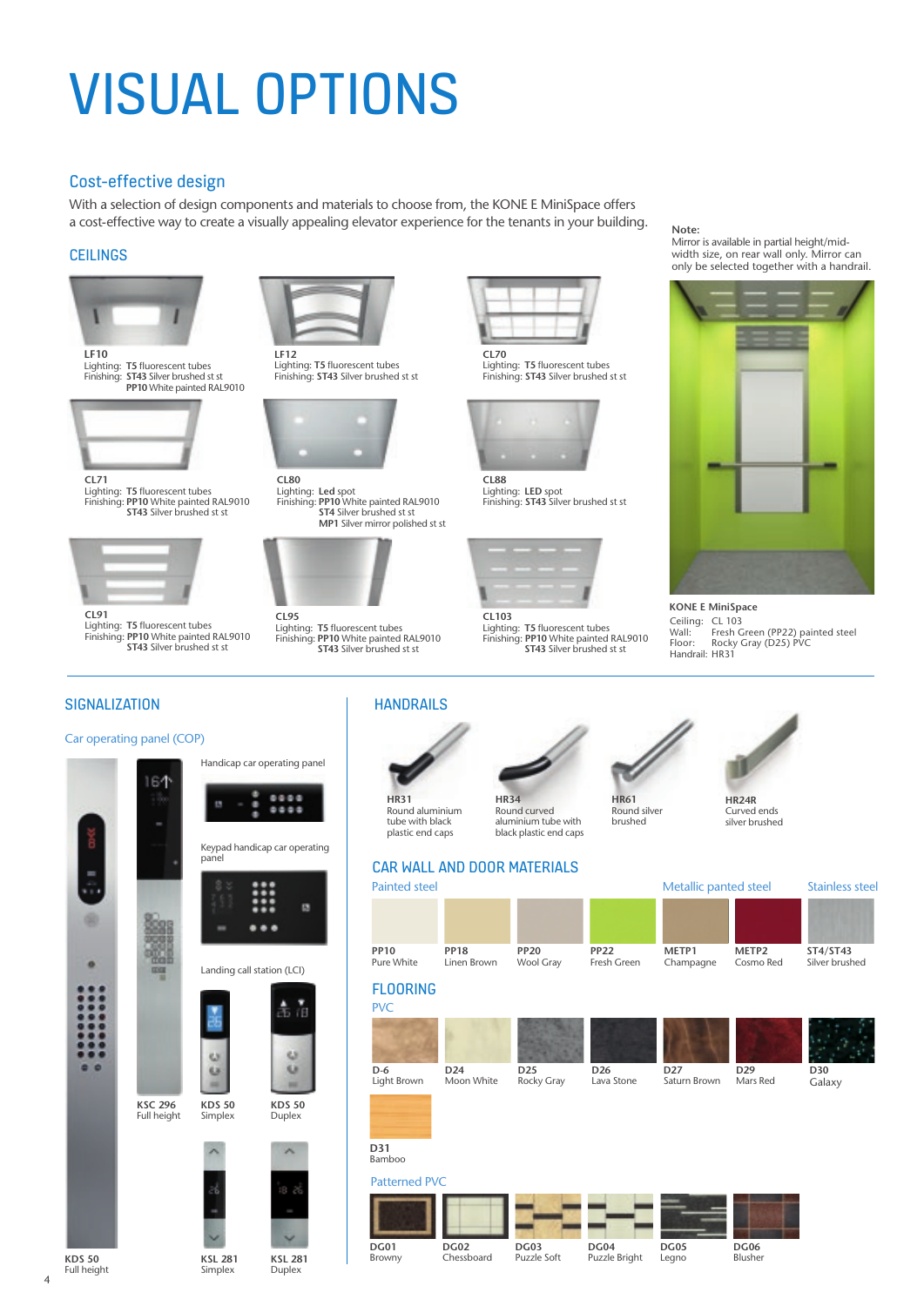# VISUAL OPTIONS

## Cost-effective design

With a selection of design components and materials to choose from, the KONE E MiniSpace offers a cost-effective way to create a visually appealing elevator experience for the tenants in your building.

### CEILINGS

**LF10**
Lighting: **T5** fluorescent tubes
Finishing: **ST43** Silver brushed st st
**PP10** White painted RAL9010

**LF12**
Lighting: **T5** fluorescent tubes
Finishing: **ST43** Silver brushed st st

**CL70**
Lighting: **T5** fluorescent tubes
Finishing: **ST43** Silver brushed st st

**CL71**
Lighting: **T5** fluorescent tubes
Finishing: **PP10** White painted RAL9010
**ST43** Silver brushed st st

**CL80**
Lighting: **Led** spot
Finishing: **PP10** White painted RAL9010
**ST4** Silver brushed st st
**MP1** Silver mirror polished st st

**CL88**
Lighting: **LED** spot
Finishing: **ST43** Silver brushed st st

**CL91**
Lighting: **T5** fluorescent tubes
Finishing: **PP10** White painted RAL9010
**ST43** Silver brushed st st

**CL95**
Lighting: **T5** fluorescent tubes
Finishing: **PP10** White painted RAL9010
**ST43** Silver brushed st st

**CL103**
Lighting: **T5** fluorescent tubes
Finishing: **PP10** White painted RAL9010
**ST43** Silver brushed st st

**Note:**
Mirror is available in partial height/mid-width size, on rear wall only. Mirror can only be selected together with a handrail.

**KONE E MiniSpace**
Ceiling: CL 103
Wall: Fresh Green (PP22) painted steel
Floor: Rocky Gray (D25) PVC
Handrail: HR31

### SIGNALIZATION

#### Car operating panel (COP)

Handicap car operating panel

Keypad handicap car operating panel

Landing call station (LCI)

**KDS 50**
Full height

**KSC 296**
Full height

**KDS 50**
Simplex

**KDS 50**
Duplex

**KSL 281**
Simplex

**KSL 281**
Duplex

### HANDRAILS

**HR31**
Round aluminium tube with black plastic end caps

**HR34**
Round curved aluminium tube with black plastic end caps

**HR61**
Round silver brushed

**HR24R**
Curved ends silver brushed

### CAR WALL AND DOOR MATERIALS

#### Painted steel

**PP10** Pure White
**PP18** Linen Brown
**PP20** Wool Gray
**PP22** Fresh Green

#### Metallic panted steel

**METP1** Champagne
**METP2** Cosmo Red

#### Stainless steel

**ST4/ST43** Silver brushed

### FLOORING

#### PVC

**D-6** Light Brown
**D24** Moon White
**D25** Rocky Gray
**D26** Lava Stone
**D27** Saturn Brown
**D29** Mars Red
**D30** Galaxy
**D31** Bamboo

#### Patterned PVC

**DG01** Browny
**DG02** Chessboard
**DG03** Puzzle Soft
**DG04** Puzzle Bright
**DG05** Legno
**DG06** Blusher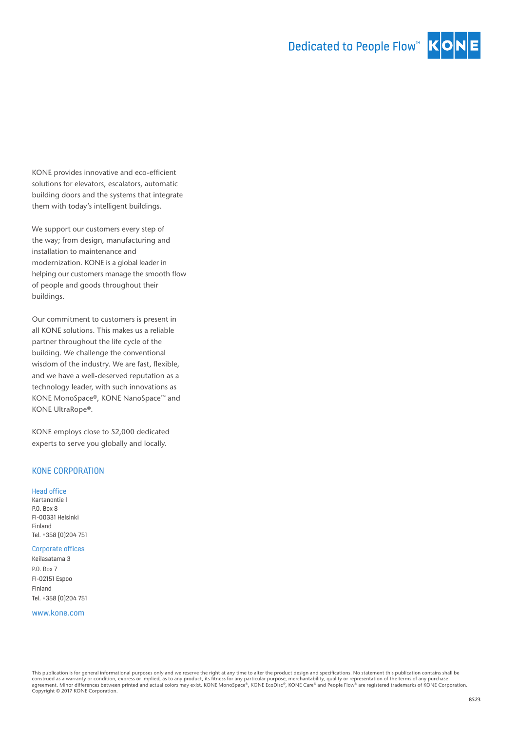Dedicated to People Flow™ KONE

KONE provides innovative and eco-efficient solutions for elevators, escalators, automatic building doors and the systems that integrate them with today's intelligent buildings.

We support our customers every step of the way; from design, manufacturing and installation to maintenance and modernization. KONE is a global leader in helping our customers manage the smooth flow of people and goods throughout their buildings.

Our commitment to customers is present in all KONE solutions. This makes us a reliable partner throughout the life cycle of the building. We challenge the conventional wisdom of the industry. We are fast, flexible, and we have a well-deserved reputation as a technology leader, with such innovations as KONE MonoSpace®, KONE NanoSpace™ and KONE UltraRope®.

KONE employs close to 52,000 dedicated experts to serve you globally and locally.

## KONE CORPORATION

### Head office

Kartanontie 1
P.O. Box 8
FI-00331 Helsinki
Finland
Tel. +358 (0)204 751

### Corporate offices

Keilasatama 3
P.O. Box 7
FI-02151 Espoo
Finland
Tel. +358 (0)204 751

www.kone.com

This publication is for general informational purposes only and we reserve the right at any time to alter the product design and specifications. No statement this publication contains shall be construed as a warranty or condition, express or implied, as to any product, its fitness for any particular purpose, merchantability, quality or representation of the terms of any purchase agreement. Minor differences between printed and actual colors may exist. KONE MonoSpace®, KONE EcoDisc®, KONE Care® and People Flow® are registered trademarks of KONE Corporation. Copyright © 2017 KONE Corporation.

8523